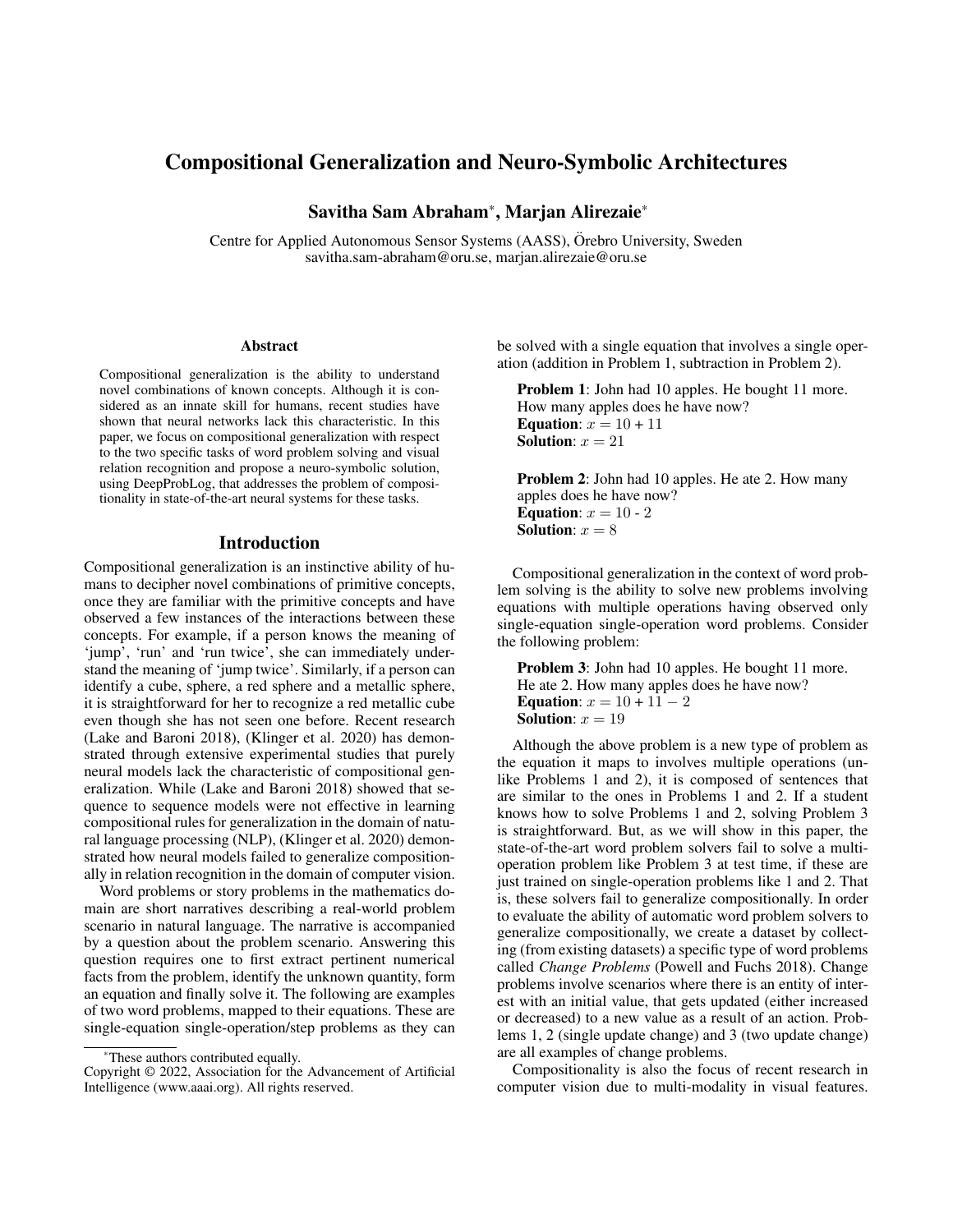# Compositional Generalization and Neuro-Symbolic Architectures

**Savitha Sam Abraham[*], Marjan Alirezaie[*]**

Centre for Applied Autonomous Sensor Systems (AASS), Örebro University, Sweden
savitha.sam-abraham@oru.se, marjan.alirezaie@oru.se

## Abstract

Compositional generalization is the ability to understand novel combinations of known concepts. Although it is considered as an innate skill for humans, recent studies have shown that neural networks lack this characteristic. In this paper, we focus on compositional generalization with respect to the two specific tasks of word problem solving and visual relation recognition and propose a neuro-symbolic solution, using DeepProbLog, that addresses the problem of compositionality in state-of-the-art neural systems for these tasks.

## Introduction

Compositional generalization is an instinctive ability of humans to decipher novel combinations of primitive concepts, once they are familiar with the primitive concepts and have observed a few instances of the interactions between these concepts. For example, if a person knows the meaning of 'jump', 'run' and 'run twice', she can immediately understand the meaning of 'jump twice'. Similarly, if a person can identify a cube, sphere, a red sphere and a metallic sphere, it is straightforward for her to recognize a red metallic cube even though she has not seen one before. Recent research (Lake and Baroni 2018), (Klinger et al. 2020) has demonstrated through extensive experimental studies that purely neural models lack the characteristic of compositional generalization. While (Lake and Baroni 2018) showed that sequence to sequence models were not effective in learning compositional rules for generalization in the domain of natural language processing (NLP), (Klinger et al. 2020) demonstrated how neural models failed to generalize compositionally in relation recognition in the domain of computer vision.

Word problems or story problems in the mathematics domain are short narratives describing a real-world problem scenario in natural language. The narrative is accompanied by a question about the problem scenario. Answering this question requires one to first extract pertinent numerical facts from the problem, identify the unknown quantity, form an equation and finally solve it. The following are examples of two word problems, mapped to their equations. These are single-equation single-operation/step problems as they can be solved with a single equation that involves a single operation (addition in Problem 1, subtraction in Problem 2).

> **Problem 1**: John had 10 apples. He bought 11 more. How many apples does he have now?
> **Equation**: $x = 10 + 11$
> **Solution**: $x = 21$

> **Problem 2**: John had 10 apples. He ate 2. How many apples does he have now?
> **Equation**: $x = 10 - 2$
> **Solution**: $x = 8$

Compositional generalization in the context of word problem solving is the ability to solve new problems involving equations with multiple operations having observed only single-equation single-operation word problems. Consider the following problem:

> **Problem 3**: John had 10 apples. He bought 11 more. He ate 2. How many apples does he have now?
> **Equation**: $x = 10 + 11 - 2$
> **Solution**: $x = 19$

Although the above problem is a new type of problem as the equation it maps to involves multiple operations (unlike Problems 1 and 2), it is composed of sentences that are similar to the ones in Problems 1 and 2. If a student knows how to solve Problems 1 and 2, solving Problem 3 is straightforward. But, as we will show in this paper, the state-of-the-art word problem solvers fail to solve a multi-operation problem like Problem 3 at test time, if these are just trained on single-operation problems like 1 and 2. That is, these solvers fail to generalize compositionally. In order to evaluate the ability of automatic word problem solvers to generalize compositionally, we create a dataset by collecting (from existing datasets) a specific type of word problems called *Change Problems* (Powell and Fuchs 2018). Change problems involve scenarios where there is an entity of interest with an initial value, that gets updated (either increased or decreased) to a new value as a result of an action. Problems 1, 2 (single update change) and 3 (two update change) are all examples of change problems.

Compositionality is also the focus of recent research in computer vision due to multi-modality in visual features.

[*]These authors contributed equally.
Copyright © 2022, Association for the Advancement of Artificial Intelligence (www.aaai.org). All rights reserved.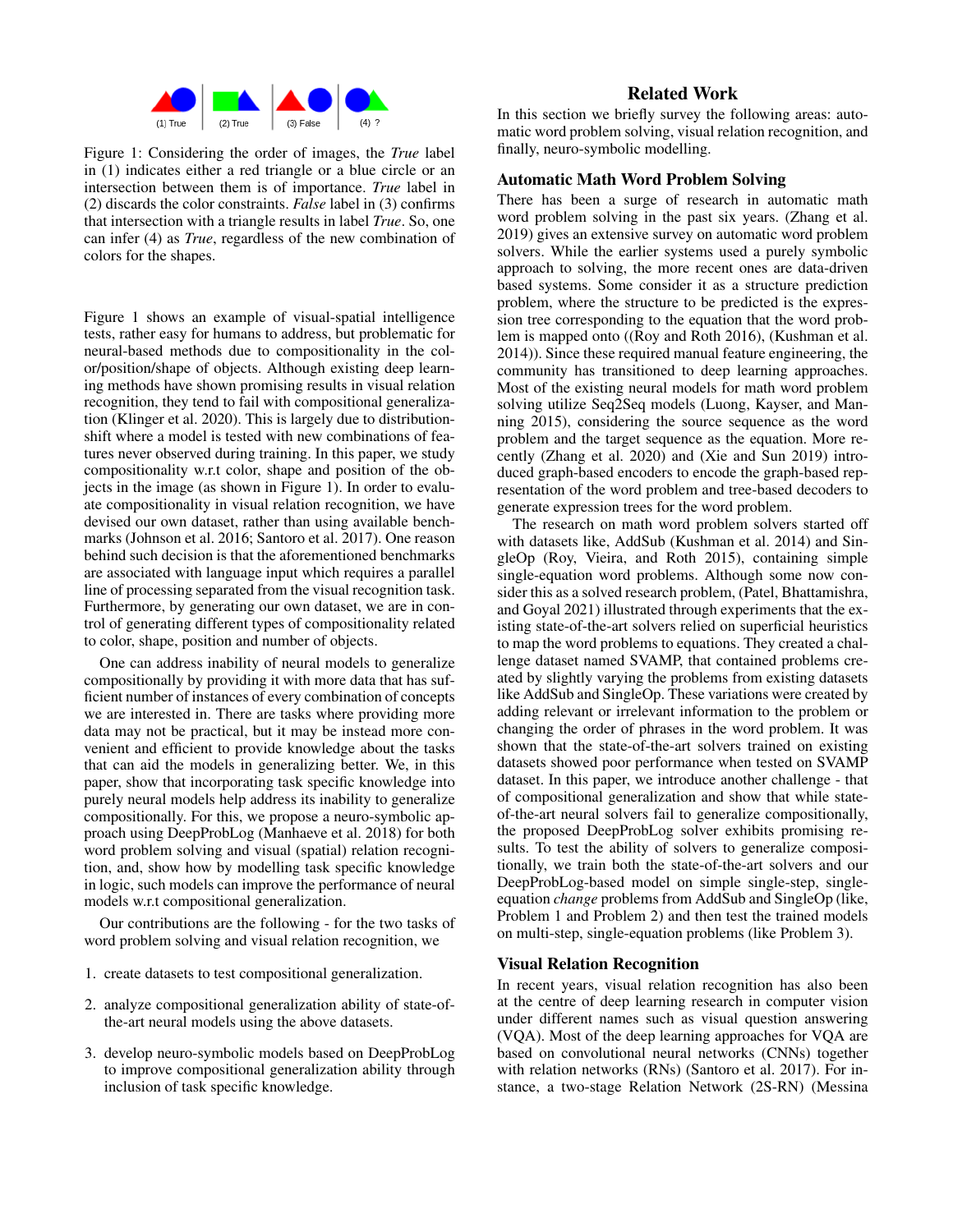Figure 1: Considering the order of images, the *True* label in (1) indicates either a red triangle or a blue circle or an intersection between them is of importance. *True* label in (2) discards the color constraints. *False* label in (3) confirms that intersection with a triangle results in label *True*. So, one can infer (4) as *True*, regardless of the new combination of colors for the shapes.

Figure 1 shows an example of visual-spatial intelligence tests, rather easy for humans to address, but problematic for neural-based methods due to compositionality in the color/position/shape of objects. Although existing deep learning methods have shown promising results in visual relation recognition, they tend to fail with compositional generalization (Klinger et al. 2020). This is largely due to distribution-shift where a model is tested with new combinations of features never observed during training. In this paper, we study compositionality w.r.t color, shape and position of the objects in the image (as shown in Figure 1). In order to evaluate compositionality in visual relation recognition, we have devised our own dataset, rather than using available benchmarks (Johnson et al. 2016; Santoro et al. 2017). One reason behind such decision is that the aforementioned benchmarks are associated with language input which requires a parallel line of processing separated from the visual recognition task. Furthermore, by generating our own dataset, we are in control of generating different types of compositionality related to color, shape, position and number of objects.

One can address inability of neural models to generalize compositionally by providing it with more data that has sufficient number of instances of every combination of concepts we are interested in. There are tasks where providing more data may not be practical, but it may be instead more convenient and efficient to provide knowledge about the tasks that can aid the models in generalizing better. We, in this paper, show that incorporating task specific knowledge into purely neural models help address its inability to generalize compositionally. For this, we propose a neuro-symbolic approach using DeepProbLog (Manhaeve et al. 2018) for both word problem solving and visual (spatial) relation recognition, and, show how by modelling task specific knowledge in logic, such models can improve the performance of neural models w.r.t compositional generalization.

Our contributions are the following - for the two tasks of word problem solving and visual relation recognition, we

1. create datasets to test compositional generalization.
2. analyze compositional generalization ability of state-of-the-art neural models using the above datasets.
3. develop neuro-symbolic models based on DeepProbLog to improve compositional generalization ability through inclusion of task specific knowledge.

## Related Work

In this section we briefly survey the following areas: automatic word problem solving, visual relation recognition, and finally, neuro-symbolic modelling.

### Automatic Math Word Problem Solving

There has been a surge of research in automatic math word problem solving in the past six years. (Zhang et al. 2019) gives an extensive survey on automatic word problem solvers. While the earlier systems used a purely symbolic approach to solving, the more recent ones are data-driven based systems. Some consider it as a structure prediction problem, where the structure to be predicted is the expression tree corresponding to the equation that the word problem is mapped onto ((Roy and Roth 2016), (Kushman et al. 2014)). Since these required manual feature engineering, the community has transitioned to deep learning approaches. Most of the existing neural models for math word problem solving utilize Seq2Seq models (Luong, Kayser, and Manning 2015), considering the source sequence as the word problem and the target sequence as the equation. More recently (Zhang et al. 2020) and (Xie and Sun 2019) introduced graph-based encoders to encode the graph-based representation of the word problem and tree-based decoders to generate expression trees for the word problem.

The research on math word problem solvers started off with datasets like, AddSub (Kushman et al. 2014) and SingleOp (Roy, Vieira, and Roth 2015), containing simple single-equation word problems. Although some now consider this as a solved research problem, (Patel, Bhattamishra, and Goyal 2021) illustrated through experiments that the existing state-of-the-art solvers relied on superficial heuristics to map the word problems to equations. They created a challenge dataset named SVAMP, that contained problems created by slightly varying the problems from existing datasets like AddSub and SingleOp. These variations were created by adding relevant or irrelevant information to the problem or changing the order of phrases in the word problem. It was shown that the state-of-the-art solvers trained on existing datasets showed poor performance when tested on SVAMP dataset. In this paper, we introduce another challenge - that of compositional generalization and show that while state-of-the-art neural solvers fail to generalize compositionally, the proposed DeepProbLog solver exhibits promising results. To test the ability of solvers to generalize compositionally, we train both the state-of-the-art solvers and our DeepProbLog-based model on simple single-step, single-equation *change* problems from AddSub and SingleOp (like, Problem 1 and Problem 2) and then test the trained models on multi-step, single-equation problems (like Problem 3).

### Visual Relation Recognition

In recent years, visual relation recognition has also been at the centre of deep learning research in computer vision under different names such as visual question answering (VQA). Most of the deep learning approaches for VQA are based on convolutional neural networks (CNNs) together with relation networks (RNs) (Santoro et al. 2017). For instance, a two-stage Relation Network (2S-RN) (Messina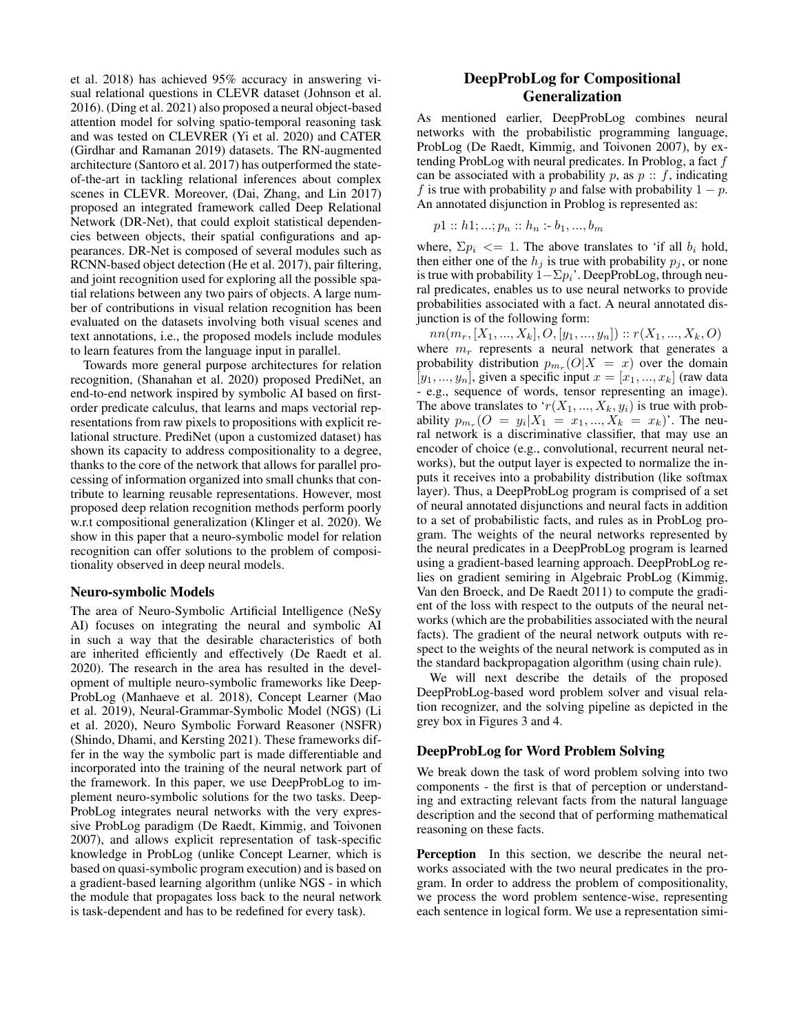et al. 2018) has achieved 95% accuracy in answering visual relational questions in CLEVR dataset (Johnson et al. 2016). (Ding et al. 2021) also proposed a neural object-based attention model for solving spatio-temporal reasoning task and was tested on CLEVRER (Yi et al. 2020) and CATER (Girdhar and Ramanan 2019) datasets. The RN-augmented architecture (Santoro et al. 2017) has outperformed the state-of-the-art in tackling relational inferences about complex scenes in CLEVR. Moreover, (Dai, Zhang, and Lin 2017) proposed an integrated framework called Deep Relational Network (DR-Net), that could exploit statistical dependencies between objects, their spatial configurations and appearances. DR-Net is composed of several modules such as RCNN-based object detection (He et al. 2017), pair filtering, and joint recognition used for exploring all the possible spatial relations between any two pairs of objects. A large number of contributions in visual relation recognition has been evaluated on the datasets involving both visual scenes and text annotations, i.e., the proposed models include modules to learn features from the language input in parallel.

Towards more general purpose architectures for relation recognition, (Shanahan et al. 2020) proposed PrediNet, an end-to-end network inspired by symbolic AI based on first-order predicate calculus, that learns and maps vectorial representations from raw pixels to propositions with explicit relational structure. PrediNet (upon a customized dataset) has shown its capacity to address compositionality to a degree, thanks to the core of the network that allows for parallel processing of information organized into small chunks that contribute to learning reusable representations. However, most proposed deep relation recognition methods perform poorly w.r.t compositional generalization (Klinger et al. 2020). We show in this paper that a neuro-symbolic model for relation recognition can offer solutions to the problem of compositionality observed in deep neural models.

### Neuro-symbolic Models

The area of Neuro-Symbolic Artificial Intelligence (NeSy AI) focuses on integrating the neural and symbolic AI in such a way that the desirable characteristics of both are inherited efficiently and effectively (De Raedt et al. 2020). The research in the area has resulted in the development of multiple neuro-symbolic frameworks like DeepProbLog (Manhaeve et al. 2018), Concept Learner (Mao et al. 2019), Neural-Grammar-Symbolic Model (NGS) (Li et al. 2020), Neuro Symbolic Forward Reasoner (NSFR) (Shindo, Dhami, and Kersting 2021). These frameworks differ in the way the symbolic part is made differentiable and incorporated into the training of the neural network part of the framework. In this paper, we use DeepProbLog to implement neuro-symbolic solutions for the two tasks. DeepProbLog integrates neural networks with the very expressive ProbLog paradigm (De Raedt, Kimmig, and Toivonen 2007), and allows explicit representation of task-specific knowledge in ProbLog (unlike Concept Learner, which is based on quasi-symbolic program execution) and is based on a gradient-based learning algorithm (unlike NGS - in which the module that propagates loss back to the neural network is task-dependent and has to be redefined for every task).

## DeepProbLog for Compositional Generalization

As mentioned earlier, DeepProbLog combines neural networks with the probabilistic programming language, ProbLog (De Raedt, Kimmig, and Toivonen 2007), by extending ProbLog with neural predicates. In Problog, a fact $f$ can be associated with a probability $p$, as $p :: f$, indicating $f$ is true with probability $p$ and false with probability $1 - p$. An annotated disjunction in Problog is represented as:

$$p1 :: h1; ...; p_n :: h_n \text{ :- } b_1, ..., b_m$$

where, $\Sigma p_i <= 1$. The above translates to 'if all $b_i$ hold, then either one of the $h_j$ is true with probability $p_j$, or none is true with probability $1 - \Sigma p_i$'. DeepProbLog, through neural predicates, enables us to use neural networks to provide probabilities associated with a fact. A neural annotated disjunction is of the following form:

$$nn(m_r, [X_1, ..., X_k], O, [y_1, ..., y_n]) :: r(X_1, ..., X_k, O)$$

where $m_r$ represents a neural network that generates a probability distribution $p_{m_r}(O|X = x)$ over the domain $[y_1, ..., y_n]$, given a specific input $x = [x_1, ..., x_k]$ (raw data - e.g., sequence of words, tensor representing an image). The above translates to '$r(X_1, ..., X_k, y_i)$ is true with probability $p_{m_r}(O = y_i|X_1 = x_1, ..., X_k = x_k)$'. The neural network is a discriminative classifier, that may use an encoder of choice (e.g., convolutional, recurrent neural networks), but the output layer is expected to normalize the inputs it receives into a probability distribution (like softmax layer). Thus, a DeepProbLog program is comprised of a set of neural annotated disjunctions and neural facts in addition to a set of probabilistic facts, and rules as in ProbLog program. The weights of the neural networks represented by the neural predicates in a DeepProbLog program is learned using a gradient-based learning approach. DeepProbLog relies on gradient semiring in Algebraic ProbLog (Kimmig, Van den Broeck, and De Raedt 2011) to compute the gradient of the loss with respect to the outputs of the neural networks (which are the probabilities associated with the neural facts). The gradient of the neural network outputs with respect to the weights of the neural network is computed as in the standard backpropagation algorithm (using chain rule).

We will next describe the details of the proposed DeepProbLog-based word problem solver and visual relation recognizer, and the solving pipeline as depicted in the grey box in Figures 3 and 4.

### DeepProbLog for Word Problem Solving

We break down the task of word problem solving into two components - the first is that of perception or understanding and extracting relevant facts from the natural language description and the second that of performing mathematical reasoning on these facts.

**Perception** In this section, we describe the neural networks associated with the two neural predicates in the program. In order to address the problem of compositionality, we process the word problem sentence-wise, representing each sentence in logical form. We use a representation simi-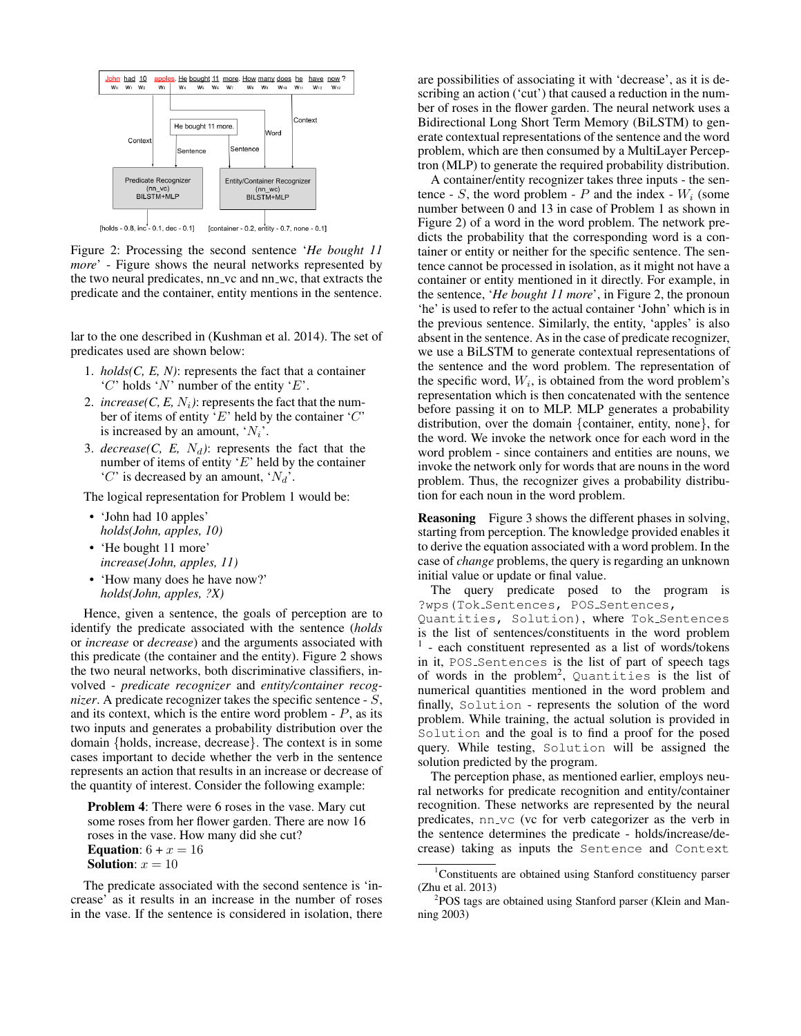Figure 2: Processing the second sentence '*He bought 11 more*' - Figure shows the neural networks represented by the two neural predicates, nn_vc and nn_wc, that extracts the predicate and the container, entity mentions in the sentence.

lar to the one described in (Kushman et al. 2014). The set of predicates used are shown below:

1. *holds(C, E, N)*: represents the fact that a container '$C$' holds '$N$' number of the entity '$E$'.
2. *increase(C, E, $N_i$)*: represents the fact that the number of items of entity '$E$' held by the container '$C$' is increased by an amount, '$N_i$'.
3. *decrease(C, E, $N_d$)*: represents the fact that the number of items of entity '$E$' held by the container '$C$' is decreased by an amount, '$N_d$'.

The logical representation for Problem 1 would be:

- 'John had 10 apples'
  *holds(John, apples, 10)*
- 'He bought 11 more'
  *increase(John, apples, 11)*
- 'How many does he have now?'
  *holds(John, apples, ?X)*

Hence, given a sentence, the goals of perception are to identify the predicate associated with the sentence (*holds* or *increase* or *decrease*) and the arguments associated with this predicate (the container and the entity). Figure 2 shows the two neural networks, both discriminative classifiers, involved - *predicate recognizer* and *entity/container recognizer*. A predicate recognizer takes the specific sentence - $S$, and its context, which is the entire word problem - $P$, as its two inputs and generates a probability distribution over the domain {holds, increase, decrease}. The context is in some cases important to decide whether the verb in the sentence represents an action that results in an increase or decrease of the quantity of interest. Consider the following example:

> **Problem 4**: There were 6 roses in the vase. Mary cut some roses from her flower garden. There are now 16 roses in the vase. How many did she cut?
> **Equation**: $6 + x = 16$
> **Solution**: $x = 10$

The predicate associated with the second sentence is 'increase' as it results in an increase in the number of roses in the vase. If the sentence is considered in isolation, there are possibilities of associating it with 'decrease', as it is describing an action ('cut') that caused a reduction in the number of roses in the flower garden. The neural network uses a Bidirectional Long Short Term Memory (BiLSTM) to generate contextual representations of the sentence and the word problem, which are then consumed by a MultiLayer Perceptron (MLP) to generate the required probability distribution.

A container/entity recognizer takes three inputs - the sentence - $S$, the word problem - $P$ and the index - $W_i$ (some number between 0 and 13 in case of Problem 1 as shown in Figure 2) of a word in the word problem. The network predicts the probability that the corresponding word is a container or entity or neither for the specific sentence. The sentence cannot be processed in isolation, as it might not have a container or entity mentioned in it directly. For example, in the sentence, '*He bought 11 more*', in Figure 2, the pronoun 'he' is used to refer to the actual container 'John' which is in the previous sentence. Similarly, the entity, 'apples' is also absent in the sentence. As in the case of predicate recognizer, we use a BiLSTM to generate contextual representations of the sentence and the word problem. The representation of the specific word, $W_i$, is obtained from the word problem's representation which is then concatenated with the sentence before passing it on to MLP. MLP generates a probability distribution, over the domain {container, entity, none}, for the word. We invoke the network once for each word in the word problem - since containers and entities are nouns, we invoke the network only for words that are nouns in the word problem. Thus, the recognizer gives a probability distribution for each noun in the word problem.

**Reasoning** Figure 3 shows the different phases in solving, starting from perception. The knowledge provided enables it to derive the equation associated with a word problem. In the case of *change* problems, the query is regarding an unknown initial value or update or final value.

The query predicate posed to the program is `?wps(Tok_Sentences, POS_Sentences, Quantities, Solution)`, where `Tok_Sentences` is the list of sentences/constituents in the word problem [1] - each constituent represented as a list of words/tokens in it, `POS_Sentences` is the list of part of speech tags of words in the problem[2], `Quantities` is the list of numerical quantities mentioned in the word problem and finally, `Solution` - represents the solution of the word problem. While training, the actual solution is provided in `Solution` and the goal is to find a proof for the posed query. While testing, `Solution` will be assigned the solution predicted by the program.

The perception phase, as mentioned earlier, employs neural networks for predicate recognition and entity/container recognition. These networks are represented by the neural predicates, `nn_vc` (vc for verb categorizer as the verb in the sentence determines the predicate - holds/increase/decrease) taking as inputs the `Sentence` and `Context`

[1] Constituents are obtained using Stanford constituency parser (Zhu et al. 2013)

[2] POS tags are obtained using Stanford parser (Klein and Manning 2003)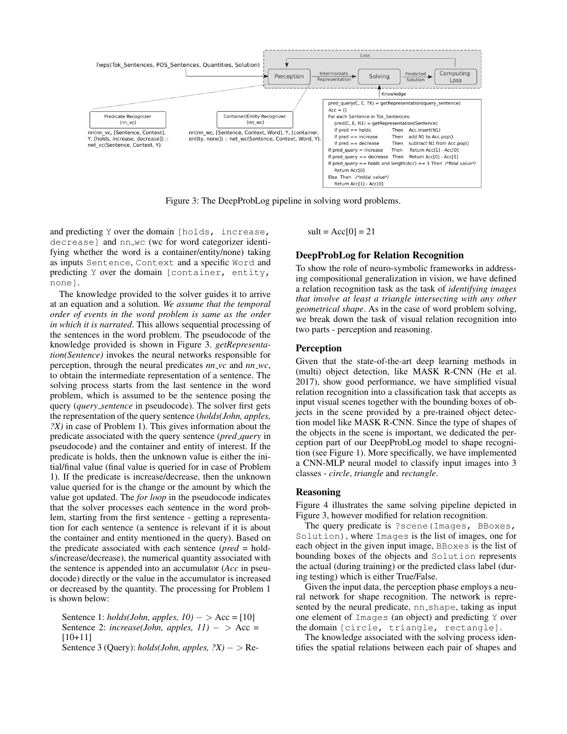?wps(Tok_Sentences, POS_Sentences, Quantities, Solution)

Perception → Intermediate Representation → Solving → Predicted Solution → Computing Loss; Loss; Knowledge

Predicate Recognizer (nn_vc)

nn(nn_vc, [Sentence, Context], Y, [holds, increase, decrease]) :: net_vc(Sentence, Context, Y).

Container/Entity Recognizer (nn_wc)

nn(nn_wc, [Sentence, Context, Word], Y, [container, entity, none]) :: net_wc(Sentence, Context, Word, Y).

```
pred_query(C, E, ?X) = getRepresentation(query_sentence)
Acc = []
For each Sentence in Tok_Sentences:
    pred(C, E, N1) = getRepresentation(Sentence)
    If pred == holds          Then   Acc.insert(N1)
    If pred == increase       Then   add N1 to Acc.pop()
    If pred == decrease       Then   subtract N1 from Acc.pop()
If pred_query == increase     Then   Return Acc[1] - Acc[0]
If pred_query == decrease     Then   Return Acc[0] - Acc[1]
If pred_query == holds and length(Acc) == 1 Then  /*final value*/
    Return Acc[0]
Else Then  /*initial value*/
    Return Acc[1] - Acc[0]
```

Figure 3: The DeepProbLog pipeline in solving word problems.

and predicting Y over the domain [holds, increase, decrease] and nn_wc (wc for word categorizer identifying whether the word is a container/entity/none) taking as inputs Sentence, Context and a specific Word and predicting Y over the domain [container, entity, none].

The knowledge provided to the solver guides it to arrive at an equation and a solution. *We assume that the temporal order of events in the word problem is same as the order in which it is narrated*. This allows sequential processing of the sentences in the word problem. The pseudocode of the knowledge provided is shown in Figure 3. *getRepresentation(Sentence)* invokes the neural networks responsible for perception, through the neural predicates *nn_vc* and *nn_wc*, to obtain the intermediate representation of a sentence. The solving process starts from the last sentence in the word problem, which is assumed to be the sentence posing the query (*query_sentence* in pseudocode). The solver first gets the representation of the query sentence (*holds(John, apples, ?X)* in case of Problem 1). This gives information about the predicate associated with the query sentence (*pred_query* in pseudocode) and the container and entity of interest. If the predicate is holds, then the unknown value is either the initial/final value (final value is queried for in case of Problem 1). If the predicate is increase/decrease, then the unknown value queried for is the change or the amount by which the value got updated. The *for loop* in the pseudocode indicates that the solver processes each sentence in the word problem, starting from the first sentence - getting a representation for each sentence (a sentence is relevant if it is about the container and entity mentioned in the query). Based on the predicate associated with each sentence (*pred* = holds/increase/decrease), the numerical quantity associated with the sentence is appended into an accumulator (*Acc* in pseudocode) directly or the value in the accumulator is increased or decreased by the quantity. The processing for Problem 1 is shown below:

Sentence 1: *holds(John, apples, 10)* $->$ Acc = [10]
Sentence 2: *increase(John, apples, 11)* $->$ Acc = [10+11]
Sentence 3 (Query): *holds(John, apples, ?X)* $->$ Result = Acc[0] = 21

## DeepProbLog for Relation Recognition

To show the role of neuro-symbolic frameworks in addressing compositional generalization in vision, we have defined a relation recognition task as the task of *identifying images that involve at least a triangle intersecting with any other geometrical shape*. As in the case of word problem solving, we break down the task of visual relation recognition into two parts - perception and reasoning.

### Perception

Given that the state-of-the-art deep learning methods in (multi) object detection, like MASK R-CNN (He et al. 2017), show good performance, we have simplified visual relation recognition into a classification task that accepts as input visual scenes together with the bounding boxes of objects in the scene provided by a pre-trained object detection model like MASK R-CNN. Since the type of shapes of the objects in the scene is important, we dedicated the perception part of our DeepProbLog model to shape recognition (see Figure 1). More specifically, we have implemented a CNN-MLP neural model to classify input images into 3 classes - *circle*, *triangle* and *rectangle*.

### Reasoning

Figure 4 illustrates the same solving pipeline depicted in Figure 3, however modified for relation recognition.

The query predicate is ?scene(Images, BBoxes, Solution), where Images is the list of images, one for each object in the given input image, BBoxes is the list of bounding boxes of the objects and Solution represents the actual (during training) or the predicted class label (during testing) which is either True/False.

Given the input data, the perception phase employs a neural network for shape recognition. The network is represented by the neural predicate, nn_shape, taking as input one element of Images (an object) and predicting Y over the domain [circle, triangle, rectangle].

The knowledge associated with the solving process identifies the spatial relations between each pair of shapes and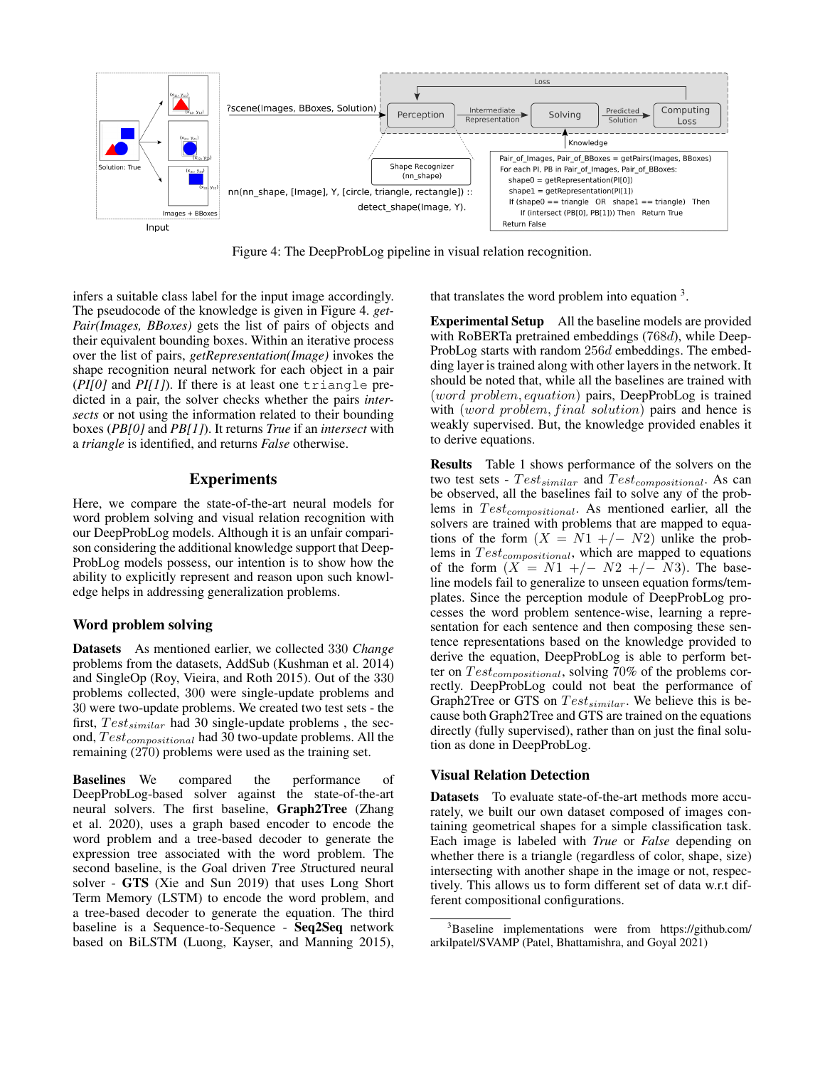Figure 4: The DeepProbLog pipeline in visual relation recognition.

infers a suitable class label for the input image accordingly. The pseudocode of the knowledge is given in Figure 4. *getPair(Images, BBoxes)* gets the list of pairs of objects and their equivalent bounding boxes. Within an iterative process over the list of pairs, *getRepresentation(Image)* invokes the shape recognition neural network for each object in a pair (*PI[0]* and *PI[1]*). If there is at least one `triangle` predicted in a pair, the solver checks whether the pairs *intersects* or not using the information related to their bounding boxes (*PB[0]* and *PB[1]*). It returns *True* if an *intersect* with a *triangle* is identified, and returns *False* otherwise.

## Experiments

Here, we compare the state-of-the-art neural models for word problem solving and visual relation recognition with our DeepProbLog models. Although it is an unfair comparison considering the additional knowledge support that DeepProbLog models possess, our intention is to show how the ability to explicitly represent and reason upon such knowledge helps in addressing generalization problems.

### Word problem solving

**Datasets** As mentioned earlier, we collected 330 *Change* problems from the datasets, AddSub (Kushman et al. 2014) and SingleOp (Roy, Vieira, and Roth 2015). Out of the 330 problems collected, 300 were single-update problems and 30 were two-update problems. We created two test sets - the first, $Test_{similar}$ had 30 single-update problems , the second, $Test_{compositional}$ had 30 two-update problems. All the remaining (270) problems were used as the training set.

**Baselines** We compared the performance of DeepProbLog-based solver against the state-of-the-art neural solvers. The first baseline, **Graph2Tree** (Zhang et al. 2020), uses a graph based encoder to encode the word problem and a tree-based decoder to generate the expression tree associated with the word problem. The second baseline, is the *G*oal driven *T*ree *S*tructured neural solver - **GTS** (Xie and Sun 2019) that uses Long Short Term Memory (LSTM) to encode the word problem, and a tree-based decoder to generate the equation. The third baseline is a Sequence-to-Sequence - **Seq2Seq** network based on BiLSTM (Luong, Kayser, and Manning 2015), that translates the word problem into equation [3].

**Experimental Setup** All the baseline models are provided with RoBERTa pretrained embeddings ($768d$), while DeepProbLog starts with random $256d$ embeddings. The embedding layer is trained along with other layers in the network. It should be noted that, while all the baselines are trained with $(word\ problem, equation)$ pairs, DeepProbLog is trained with $(word\ problem, final\ solution)$ pairs and hence is weakly supervised. But, the knowledge provided enables it to derive equations.

**Results** Table 1 shows performance of the solvers on the two test sets - $Test_{similar}$ and $Test_{compositional}$. As can be observed, all the baselines fail to solve any of the problems in $Test_{compositional}$. As mentioned earlier, all the solvers are trained with problems that are mapped to equations of the form $(X = N1 +/- N2)$ unlike the problems in $Test_{compositional}$, which are mapped to equations of the form $(X = N1 +/- N2 +/- N3)$. The baseline models fail to generalize to unseen equation forms/templates. Since the perception module of DeepProbLog processes the word problem sentence-wise, learning a representation for each sentence and then composing these sentence representations based on the knowledge provided to derive the equation, DeepProbLog is able to perform better on $Test_{compositional}$, solving 70% of the problems correctly. DeepProbLog could not beat the performance of Graph2Tree or GTS on $Test_{similar}$. We believe this is because both Graph2Tree and GTS are trained on the equations directly (fully supervised), rather than on just the final solution as done in DeepProbLog.

### Visual Relation Detection

**Datasets** To evaluate state-of-the-art methods more accurately, we built our own dataset composed of images containing geometrical shapes for a simple classification task. Each image is labeled with **True** or *False* depending on whether there is a triangle (regardless of color, shape, size) intersecting with another shape in the image or not, respectively. This allows us to form different set of data w.r.t different compositional configurations.

[3]Baseline implementations were from https://github.com/arkilpatel/SVAMP (Patel, Bhattamishra, and Goyal 2021)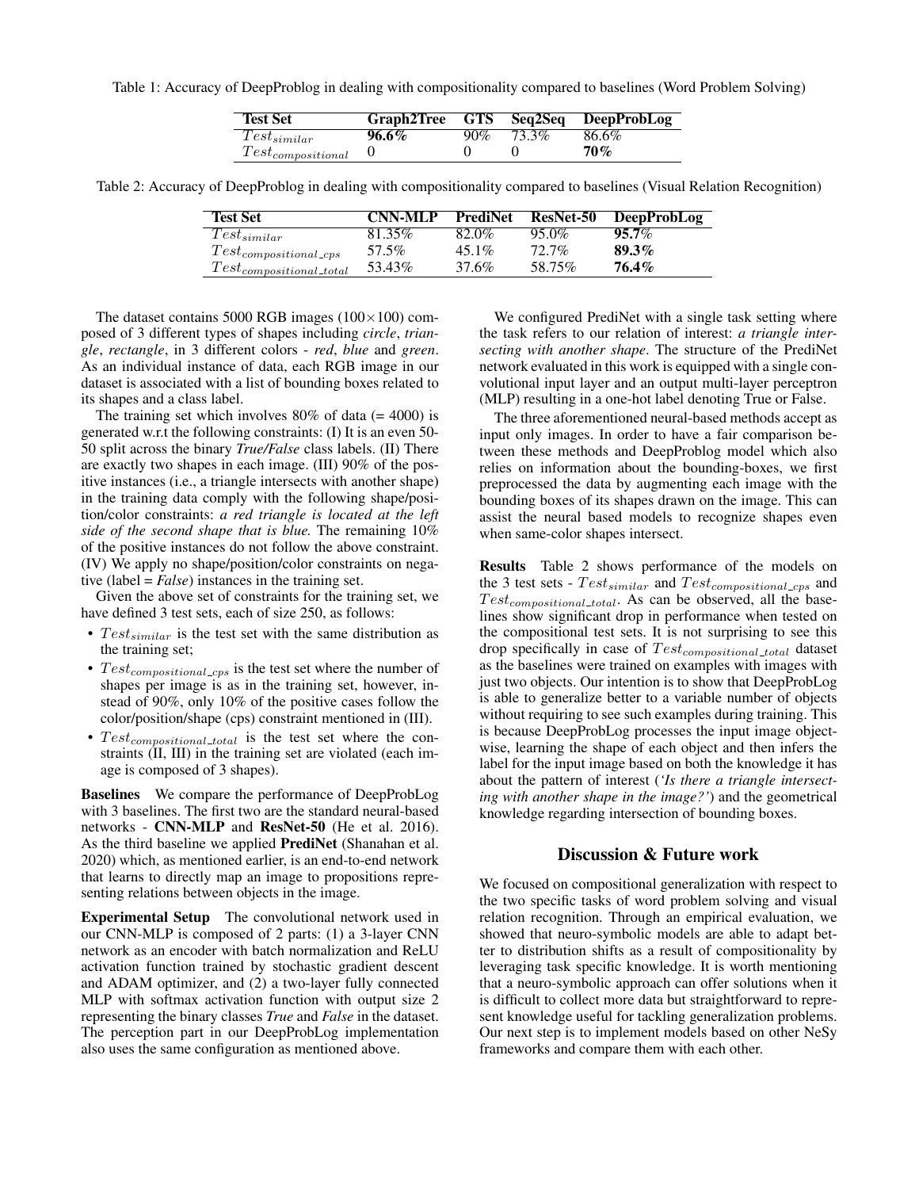Table 1: Accuracy of DeepProblog in dealing with compositionality compared to baselines (Word Problem Solving)

| Test Set | Graph2Tree | GTS | Seq2Seq | DeepProbLog |
|---|---|---|---|---|
| $Test_{similar}$ | **96.6%** | 90% | 73.3% | 86.6% |
| $Test_{compositional}$ | 0 | 0 | 0 | **70%** |

Table 2: Accuracy of DeepProblog in dealing with compositionality compared to baselines (Visual Relation Recognition)

| Test Set | CNN-MLP | PrediNet | ResNet-50 | DeepProbLog |
|---|---|---|---|---|
| $Test_{similar}$ | 81.35% | 82.0% | 95.0% | **95.7%** |
| $Test_{compositional\_cps}$ | 57.5% | 45.1% | 72.7% | **89.3%** |
| $Test_{compositional\_total}$ | 53.43% | 37.6% | 58.75% | **76.4%** |

The dataset contains 5000 RGB images (100×100) composed of 3 different types of shapes including *circle*, *triangle*, *rectangle*, in 3 different colors - *red*, *blue* and *green*. As an individual instance of data, each RGB image in our dataset is associated with a list of bounding boxes related to its shapes and a class label.

The training set which involves 80% of data (= 4000) is generated w.r.t the following constraints: (I) It is an even 50-50 split across the binary *True/False* class labels. (II) There are exactly two shapes in each image. (III) 90% of the positive instances (i.e., a triangle intersects with another shape) in the training data comply with the following shape/position/color constraints: *a red triangle is located at the left side of the second shape that is blue.* The remaining 10% of the positive instances do not follow the above constraint. (IV) We apply no shape/position/color constraints on negative (label = *False*) instances in the training set.

Given the above set of constraints for the training set, we have defined 3 test sets, each of size 250, as follows:

- $Test_{similar}$ is the test set with the same distribution as the training set;
- $Test_{compositional\_cps}$ is the test set where the number of shapes per image is as in the training set, however, instead of 90%, only 10% of the positive cases follow the color/position/shape (cps) constraint mentioned in (III).
- $Test_{compositional\_total}$ is the test set where the constraints (II, III) in the training set are violated (each image is composed of 3 shapes).

**Baselines** We compare the performance of DeepProbLog with 3 baselines. The first two are the standard neural-based networks - **CNN-MLP** and **ResNet-50** (He et al. 2016). As the third baseline we applied **PrediNet** (Shanahan et al. 2020) which, as mentioned earlier, is an end-to-end network that learns to directly map an image to propositions representing relations between objects in the image.

**Experimental Setup** The convolutional network used in our CNN-MLP is composed of 2 parts: (1) a 3-layer CNN network as an encoder with batch normalization and ReLU activation function trained by stochastic gradient descent and ADAM optimizer, and (2) a two-layer fully connected MLP with softmax activation function with output size 2 representing the binary classes *True* and *False* in the dataset. The perception part in our DeepProbLog implementation also uses the same configuration as mentioned above.

We configured PrediNet with a single task setting where the task refers to our relation of interest: *a triangle intersecting with another shape*. The structure of the PrediNet network evaluated in this work is equipped with a single convolutional input layer and an output multi-layer perceptron (MLP) resulting in a one-hot label denoting True or False.

The three aforementioned neural-based methods accept as input only images. In order to have a fair comparison between these methods and DeepProblog model which also relies on information about the bounding-boxes, we first preprocessed the data by augmenting each image with the bounding boxes of its shapes drawn on the image. This can assist the neural based models to recognize shapes even when same-color shapes intersect.

**Results** Table 2 shows performance of the models on the 3 test sets - $Test_{similar}$ and $Test_{compositional\_cps}$ and $Test_{compositional\_total}$. As can be observed, all the baselines show significant drop in performance when tested on the compositional test sets. It is not surprising to see this drop specifically in case of $Test_{compositional\_total}$ dataset as the baselines were trained on examples with images with just two objects. Our intention is to show that DeepProbLog is able to generalize better to a variable number of objects without requiring to see such examples during training. This is because DeepProbLog processes the input image object-wise, learning the shape of each object and then infers the label for the input image based on both the knowledge it has about the pattern of interest (*'Is there a triangle intersecting with another shape in the image?'*) and the geometrical knowledge regarding intersection of bounding boxes.

## Discussion & Future work

We focused on compositional generalization with respect to the two specific tasks of word problem solving and visual relation recognition. Through an empirical evaluation, we showed that neuro-symbolic models are able to adapt better to distribution shifts as a result of compositionality by leveraging task specific knowledge. It is worth mentioning that a neuro-symbolic approach can offer solutions when it is difficult to collect more data but straightforward to represent knowledge useful for tackling generalization problems. Our next step is to implement models based on other NeSy frameworks and compare them with each other.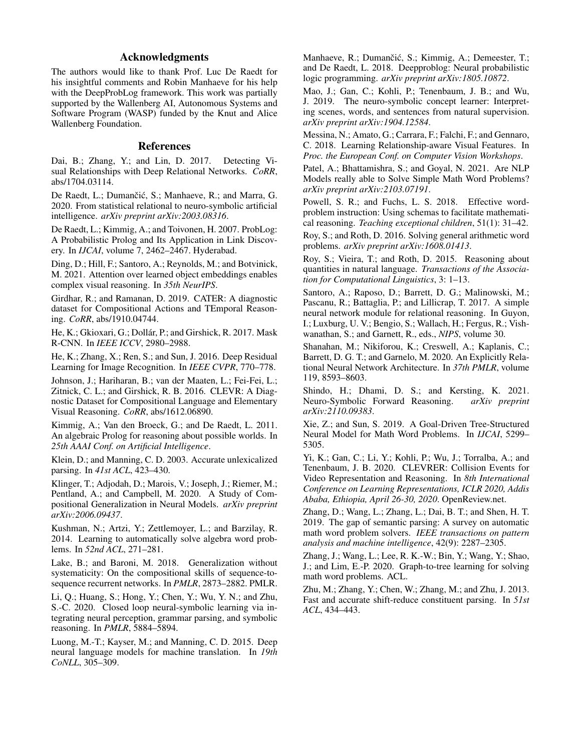## Acknowledgments

The authors would like to thank Prof. Luc De Raedt for his insightful comments and Robin Manhaeve for his help with the DeepProbLog framework. This work was partially supported by the Wallenberg AI, Autonomous Systems and Software Program (WASP) funded by the Knut and Alice Wallenberg Foundation.

## References

Dai, B.; Zhang, Y.; and Lin, D. 2017. Detecting Visual Relationships with Deep Relational Networks. *CoRR*, abs/1704.03114.

De Raedt, L.; Dumančić, S.; Manhaeve, R.; and Marra, G. 2020. From statistical relational to neuro-symbolic artificial intelligence. *arXiv preprint arXiv:2003.08316*.

De Raedt, L.; Kimmig, A.; and Toivonen, H. 2007. ProbLog: A Probabilistic Prolog and Its Application in Link Discovery. In *IJCAI*, volume 7, 2462–2467. Hyderabad.

Ding, D.; Hill, F.; Santoro, A.; Reynolds, M.; and Botvinick, M. 2021. Attention over learned object embeddings enables complex visual reasoning. In *35th NeurIPS*.

Girdhar, R.; and Ramanan, D. 2019. CATER: A diagnostic dataset for Compositional Actions and TEmporal Reasoning. *CoRR*, abs/1910.04744.

He, K.; Gkioxari, G.; Dollár, P.; and Girshick, R. 2017. Mask R-CNN. In *IEEE ICCV*, 2980–2988.

He, K.; Zhang, X.; Ren, S.; and Sun, J. 2016. Deep Residual Learning for Image Recognition. In *IEEE CVPR*, 770–778.

Johnson, J.; Hariharan, B.; van der Maaten, L.; Fei-Fei, L.; Zitnick, C. L.; and Girshick, R. B. 2016. CLEVR: A Diagnostic Dataset for Compositional Language and Elementary Visual Reasoning. *CoRR*, abs/1612.06890.

Kimmig, A.; Van den Broeck, G.; and De Raedt, L. 2011. An algebraic Prolog for reasoning about possible worlds. In *25th AAAI Conf. on Artificial Intelligence*.

Klein, D.; and Manning, C. D. 2003. Accurate unlexicalized parsing. In *41st ACL*, 423–430.

Klinger, T.; Adjodah, D.; Marois, V.; Joseph, J.; Riemer, M.; Pentland, A.; and Campbell, M. 2020. A Study of Compositional Generalization in Neural Models. *arXiv preprint arXiv:2006.09437*.

Kushman, N.; Artzi, Y.; Zettlemoyer, L.; and Barzilay, R. 2014. Learning to automatically solve algebra word problems. In *52nd ACL*, 271–281.

Lake, B.; and Baroni, M. 2018. Generalization without systematicity: On the compositional skills of sequence-to-sequence recurrent networks. In *PMLR*, 2873–2882. PMLR.

Li, Q.; Huang, S.; Hong, Y.; Chen, Y.; Wu, Y. N.; and Zhu, S.-C. 2020. Closed loop neural-symbolic learning via integrating neural perception, grammar parsing, and symbolic reasoning. In *PMLR*, 5884–5894.

Luong, M.-T.; Kayser, M.; and Manning, C. D. 2015. Deep neural language models for machine translation. In *19th CoNLL*, 305–309.

Manhaeve, R.; Dumančić, S.; Kimmig, A.; Demeester, T.; and De Raedt, L. 2018. Deepproblog: Neural probabilistic logic programming. *arXiv preprint arXiv:1805.10872*.

Mao, J.; Gan, C.; Kohli, P.; Tenenbaum, J. B.; and Wu, J. 2019. The neuro-symbolic concept learner: Interpreting scenes, words, and sentences from natural supervision. *arXiv preprint arXiv:1904.12584*.

Messina, N.; Amato, G.; Carrara, F.; Falchi, F.; and Gennaro, C. 2018. Learning Relationship-aware Visual Features. In *Proc. the European Conf. on Computer Vision Workshops*.

Patel, A.; Bhattamishra, S.; and Goyal, N. 2021. Are NLP Models really able to Solve Simple Math Word Problems? *arXiv preprint arXiv:2103.07191*.

Powell, S. R.; and Fuchs, L. S. 2018. Effective word-problem instruction: Using schemas to facilitate mathematical reasoning. *Teaching exceptional children*, 51(1): 31–42.

Roy, S.; and Roth, D. 2016. Solving general arithmetic word problems. *arXiv preprint arXiv:1608.01413*.

Roy, S.; Vieira, T.; and Roth, D. 2015. Reasoning about quantities in natural language. *Transactions of the Association for Computational Linguistics*, 3: 1–13.

Santoro, A.; Raposo, D.; Barrett, D. G.; Malinowski, M.; Pascanu, R.; Battaglia, P.; and Lillicrap, T. 2017. A simple neural network module for relational reasoning. In Guyon, I.; Luxburg, U. V.; Bengio, S.; Wallach, H.; Fergus, R.; Vishwanathan, S.; and Garnett, R., eds., *NIPS*, volume 30.

Shanahan, M.; Nikiforou, K.; Creswell, A.; Kaplanis, C.; Barrett, D. G. T.; and Garnelo, M. 2020. An Explicitly Relational Neural Network Architecture. In *37th PMLR*, volume 119, 8593–8603.

Shindo, H.; Dhami, D. S.; and Kersting, K. 2021. Neuro-Symbolic Forward Reasoning. *arXiv preprint arXiv:2110.09383*.

Xie, Z.; and Sun, S. 2019. A Goal-Driven Tree-Structured Neural Model for Math Word Problems. In *IJCAI*, 5299–5305.

Yi, K.; Gan, C.; Li, Y.; Kohli, P.; Wu, J.; Torralba, A.; and Tenenbaum, J. B. 2020. CLEVRER: Collision Events for Video Representation and Reasoning. In *8th International Conference on Learning Representations, ICLR 2020, Addis Ababa, Ethiopia, April 26-30, 2020*. OpenReview.net.

Zhang, D.; Wang, L.; Zhang, L.; Dai, B. T.; and Shen, H. T. 2019. The gap of semantic parsing: A survey on automatic math word problem solvers. *IEEE transactions on pattern analysis and machine intelligence*, 42(9): 2287–2305.

Zhang, J.; Wang, L.; Lee, R. K.-W.; Bin, Y.; Wang, Y.; Shao, J.; and Lim, E.-P. 2020. Graph-to-tree learning for solving math word problems. ACL.

Zhu, M.; Zhang, Y.; Chen, W.; Zhang, M.; and Zhu, J. 2013. Fast and accurate shift-reduce constituent parsing. In *51st ACL*, 434–443.